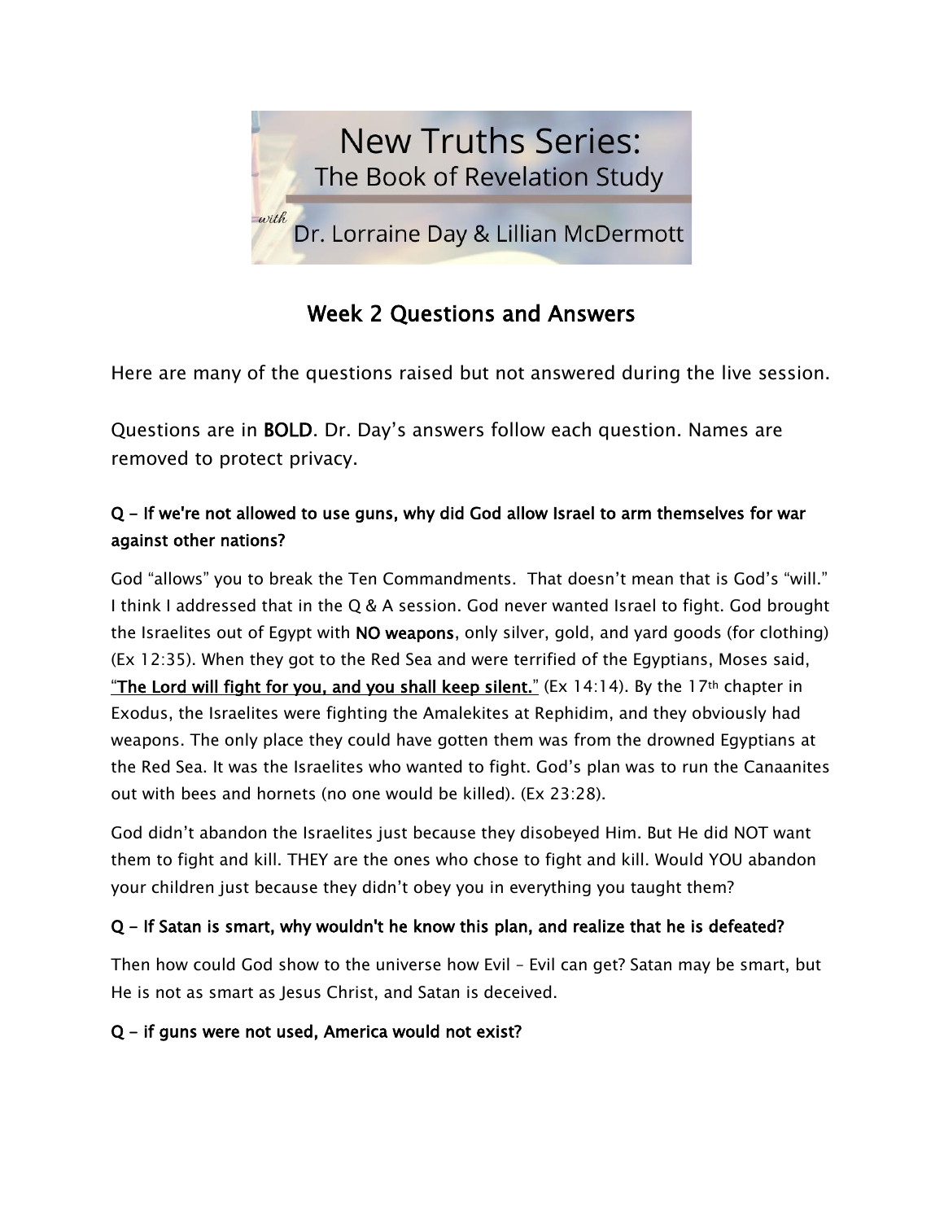# New Truths Series: The Book of Revelation Study

*with* Dr. Lorraine Day & Lillian McDermott

## Week 2 Questions and Answers

Here are many of the questions raised but not answered during the live session.

Questions are in **BOLD**. Dr. Day's answers follow each question. Names are removed to protect privacy.

**Q – If we're not allowed to use guns, why did God allow Israel to arm themselves for war against other nations?**

God "allows" you to break the Ten Commandments. That doesn't mean that is God's "will." I think I addressed that in the Q & A session. God never wanted Israel to fight. God brought the Israelites out of Egypt with **NO weapons**, only silver, gold, and yard goods (for clothing) (Ex 12:35). When they got to the Red Sea and were terrified of the Egyptians, Moses said, "**The Lord will fight for you, and you shall keep silent.**" (Ex 14:14). By the 17th chapter in Exodus, the Israelites were fighting the Amalekites at Rephidim, and they obviously had weapons. The only place they could have gotten them was from the drowned Egyptians at the Red Sea. It was the Israelites who wanted to fight. God's plan was to run the Canaanites out with bees and hornets (no one would be killed). (Ex 23:28).

God didn't abandon the Israelites just because they disobeyed Him. But He did NOT want them to fight and kill. THEY are the ones who chose to fight and kill. Would YOU abandon your children just because they didn't obey you in everything you taught them?

**Q – If Satan is smart, why wouldn't he know this plan, and realize that he is defeated?**

Then how could God show to the universe how Evil – Evil can get? Satan may be smart, but He is not as smart as Jesus Christ, and Satan is deceived.

**Q – if guns were not used, America would not exist?**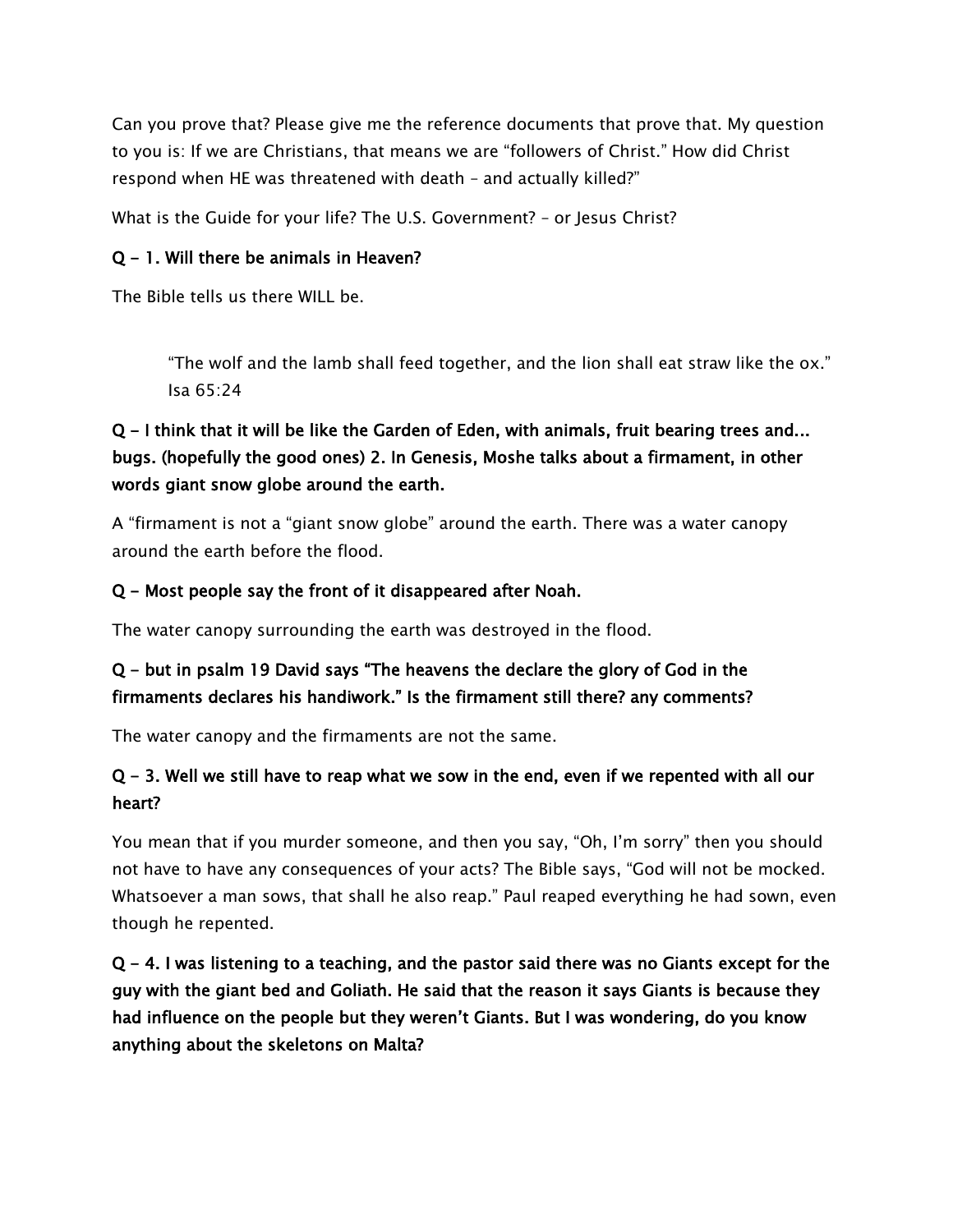Can you prove that? Please give me the reference documents that prove that. My question to you is: If we are Christians, that means we are "followers of Christ." How did Christ respond when HE was threatened with death – and actually killed?"

What is the Guide for your life? The U.S. Government? – or Jesus Christ?

**Q – 1. Will there be animals in Heaven?**

The Bible tells us there WILL be.

> "The wolf and the lamb shall feed together, and the lion shall eat straw like the ox." Isa 65:24

**Q – I think that it will be like the Garden of Eden, with animals, fruit bearing trees and... bugs. (hopefully the good ones) 2. In Genesis, Moshe talks about a firmament, in other words giant snow globe around the earth.**

A "firmament is not a "giant snow globe" around the earth. There was a water canopy around the earth before the flood.

**Q – Most people say the front of it disappeared after Noah.**

The water canopy surrounding the earth was destroyed in the flood.

**Q – but in psalm 19 David says "The heavens the declare the glory of God in the firmaments declares his handiwork." Is the firmament still there? any comments?**

The water canopy and the firmaments are not the same.

**Q – 3. Well we still have to reap what we sow in the end, even if we repented with all our heart?**

You mean that if you murder someone, and then you say, "Oh, I'm sorry" then you should not have to have any consequences of your acts? The Bible says, "God will not be mocked. Whatsoever a man sows, that shall he also reap." Paul reaped everything he had sown, even though he repented.

**Q – 4. I was listening to a teaching, and the pastor said there was no Giants except for the guy with the giant bed and Goliath. He said that the reason it says Giants is because they had influence on the people but they weren't Giants. But I was wondering, do you know anything about the skeletons on Malta?**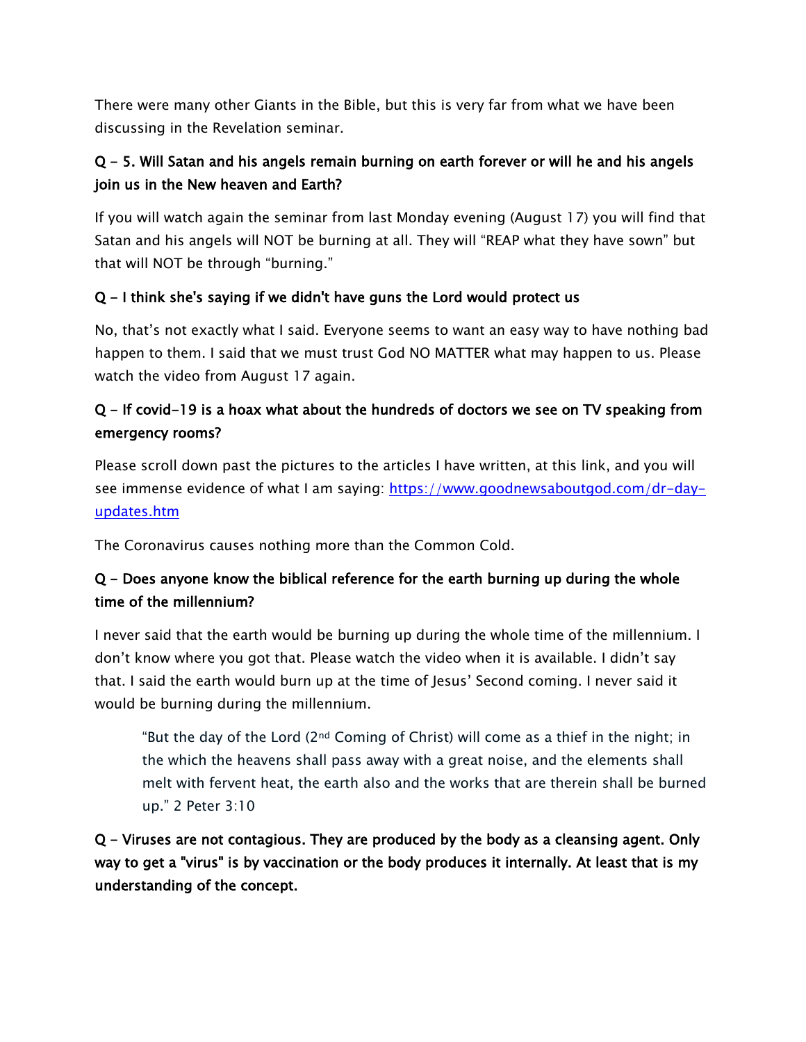There were many other Giants in the Bible, but this is very far from what we have been discussing in the Revelation seminar.

**Q – 5. Will Satan and his angels remain burning on earth forever or will he and his angels join us in the New heaven and Earth?**

If you will watch again the seminar from last Monday evening (August 17) you will find that Satan and his angels will NOT be burning at all. They will "REAP what they have sown" but that will NOT be through "burning."

**Q – I think she's saying if we didn't have guns the Lord would protect us**

No, that's not exactly what I said. Everyone seems to want an easy way to have nothing bad happen to them. I said that we must trust God NO MATTER what may happen to us. Please watch the video from August 17 again.

**Q – If covid-19 is a hoax what about the hundreds of doctors we see on TV speaking from emergency rooms?**

Please scroll down past the pictures to the articles I have written, at this link, and you will see immense evidence of what I am saying: [https://www.goodnewsaboutgod.com/dr-day-updates.htm](https://www.goodnewsaboutgod.com/dr-day-updates.htm)

The Coronavirus causes nothing more than the Common Cold.

**Q – Does anyone know the biblical reference for the earth burning up during the whole time of the millennium?**

I never said that the earth would be burning up during the whole time of the millennium. I don't know where you got that. Please watch the video when it is available. I didn't say that. I said the earth would burn up at the time of Jesus' Second coming. I never said it would be burning during the millennium.

> "But the day of the Lord (2nd Coming of Christ) will come as a thief in the night; in the which the heavens shall pass away with a great noise, and the elements shall melt with fervent heat, the earth also and the works that are therein shall be burned up." 2 Peter 3:10

**Q – Viruses are not contagious. They are produced by the body as a cleansing agent. Only way to get a "virus" is by vaccination or the body produces it internally. At least that is my understanding of the concept.**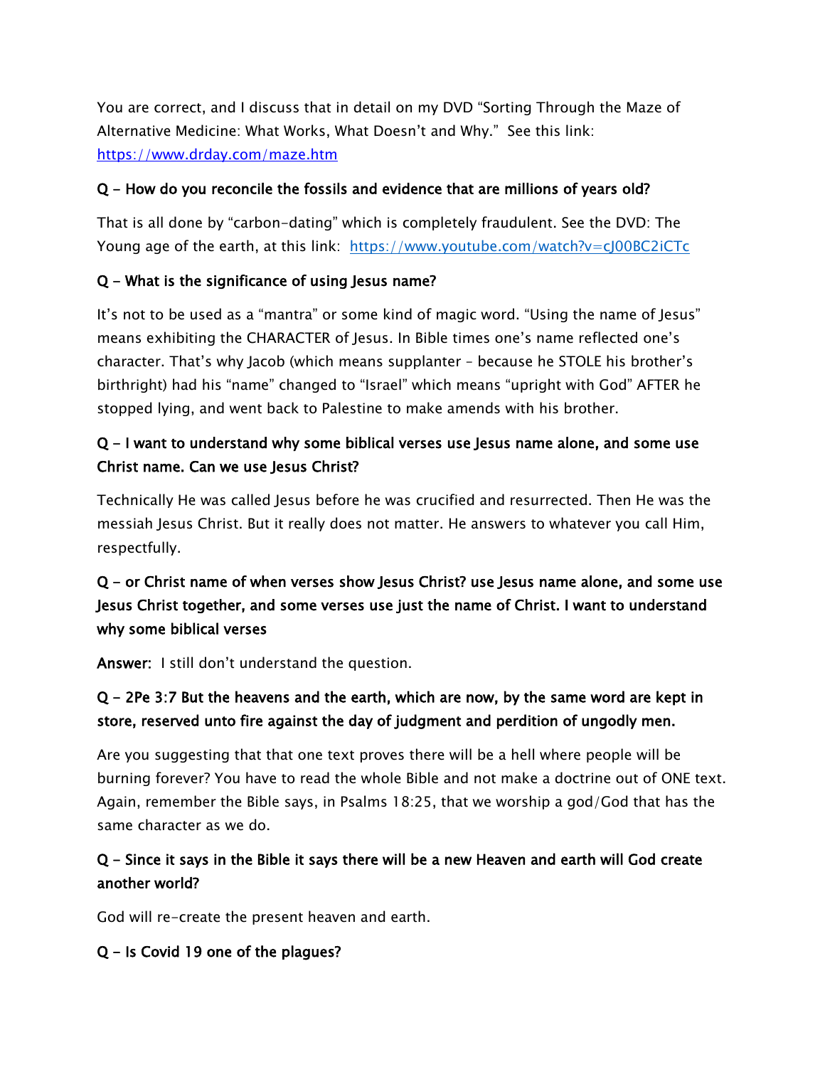You are correct, and I discuss that in detail on my DVD "Sorting Through the Maze of Alternative Medicine: What Works, What Doesn't and Why." See this link: [https://www.drday.com/maze.htm](https://www.drday.com/maze.htm)

**Q – How do you reconcile the fossils and evidence that are millions of years old?**

That is all done by "carbon-dating" which is completely fraudulent. See the DVD: The Young age of the earth, at this link: [https://www.youtube.com/watch?v=cJ00BC2iCTc](https://www.youtube.com/watch?v=cJ00BC2iCTc)

**Q – What is the significance of using Jesus name?**

It's not to be used as a "mantra" or some kind of magic word. "Using the name of Jesus" means exhibiting the CHARACTER of Jesus. In Bible times one's name reflected one's character. That's why Jacob (which means supplanter – because he STOLE his brother's birthright) had his "name" changed to "Israel" which means "upright with God" AFTER he stopped lying, and went back to Palestine to make amends with his brother.

**Q – I want to understand why some biblical verses use Jesus name alone, and some use Christ name. Can we use Jesus Christ?**

Technically He was called Jesus before he was crucified and resurrected. Then He was the messiah Jesus Christ. But it really does not matter. He answers to whatever you call Him, respectfully.

**Q – or Christ name of when verses show Jesus Christ? use Jesus name alone, and some use Jesus Christ together, and some verses use just the name of Christ. I want to understand why some biblical verses**

**Answer:** I still don't understand the question.

**Q – 2Pe 3:7 But the heavens and the earth, which are now, by the same word are kept in store, reserved unto fire against the day of judgment and perdition of ungodly men.**

Are you suggesting that that one text proves there will be a hell where people will be burning forever? You have to read the whole Bible and not make a doctrine out of ONE text. Again, remember the Bible says, in Psalms 18:25, that we worship a god/God that has the same character as we do.

**Q – Since it says in the Bible it says there will be a new Heaven and earth will God create another world?**

God will re-create the present heaven and earth.

**Q – Is Covid 19 one of the plagues?**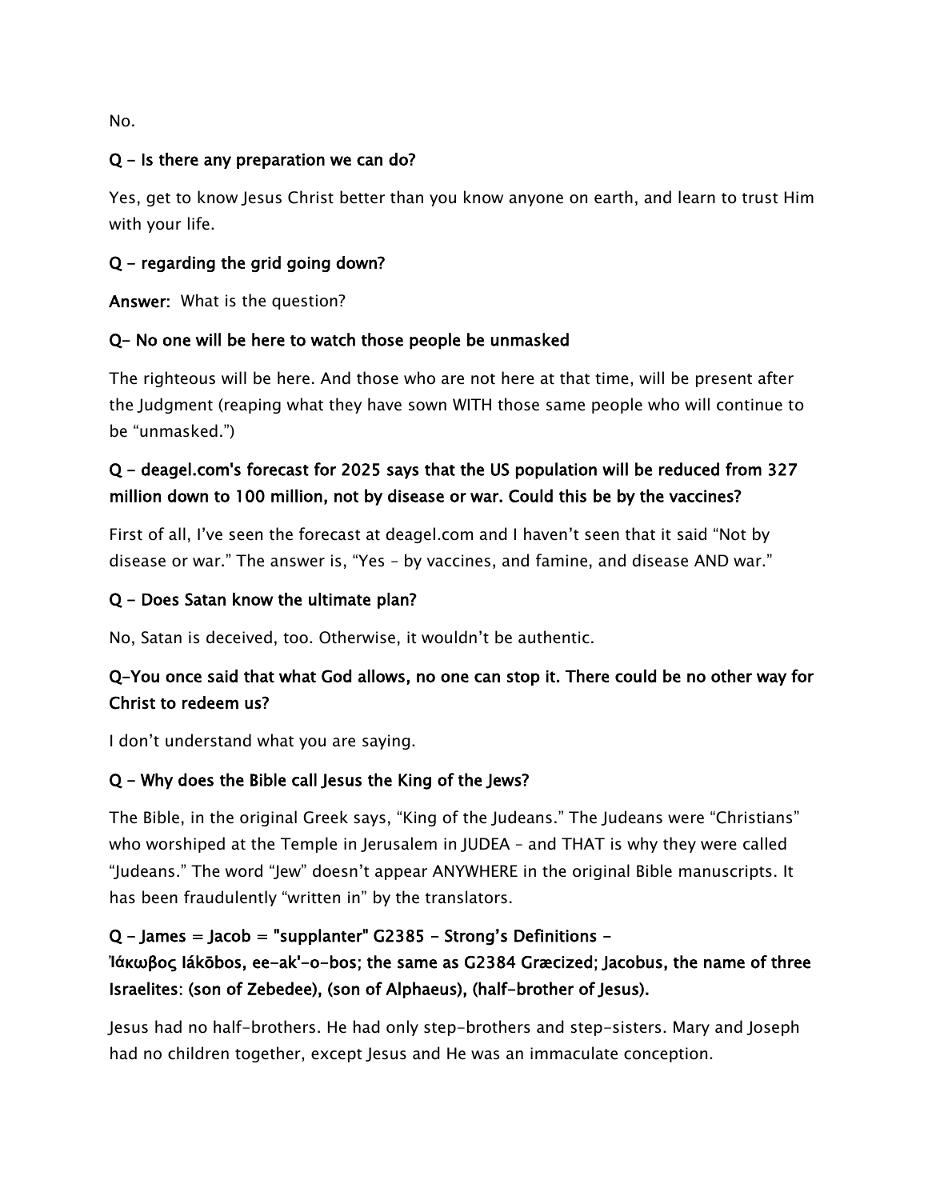No.

**Q - Is there any preparation we can do?**

Yes, get to know Jesus Christ better than you know anyone on earth, and learn to trust Him with your life.

**Q - regarding the grid going down?**

**Answer:** What is the question?

**Q- No one will be here to watch those people be unmasked**

The righteous will be here. And those who are not here at that time, will be present after the Judgment (reaping what they have sown WITH those same people who will continue to be "unmasked.")

**Q - deagel.com's forecast for 2025 says that the US population will be reduced from 327 million down to 100 million, not by disease or war. Could this be by the vaccines?**

First of all, I've seen the forecast at deagel.com and I haven't seen that it said "Not by disease or war." The answer is, "Yes – by vaccines, and famine, and disease AND war."

**Q - Does Satan know the ultimate plan?**

No, Satan is deceived, too. Otherwise, it wouldn't be authentic.

**Q-You once said that what God allows, no one can stop it. There could be no other way for Christ to redeem us?**

I don't understand what you are saying.

**Q - Why does the Bible call Jesus the King of the Jews?**

The Bible, in the original Greek says, "King of the Judeans." The Judeans were "Christians" who worshiped at the Temple in Jerusalem in JUDEA – and THAT is why they were called "Judeans." The word "Jew" doesn't appear ANYWHERE in the original Bible manuscripts. It has been fraudulently "written in" by the translators.

**Q - James = Jacob = "supplanter" G2385 - Strong's Definitions - Ἰάκωβος Iákōbos, ee-ak'-o-bos; the same as G2384 Græcized; Jacobus, the name of three Israelites: (son of Zebedee), (son of Alphaeus), (half-brother of Jesus).**

Jesus had no half-brothers. He had only step-brothers and step-sisters. Mary and Joseph had no children together, except Jesus and He was an immaculate conception.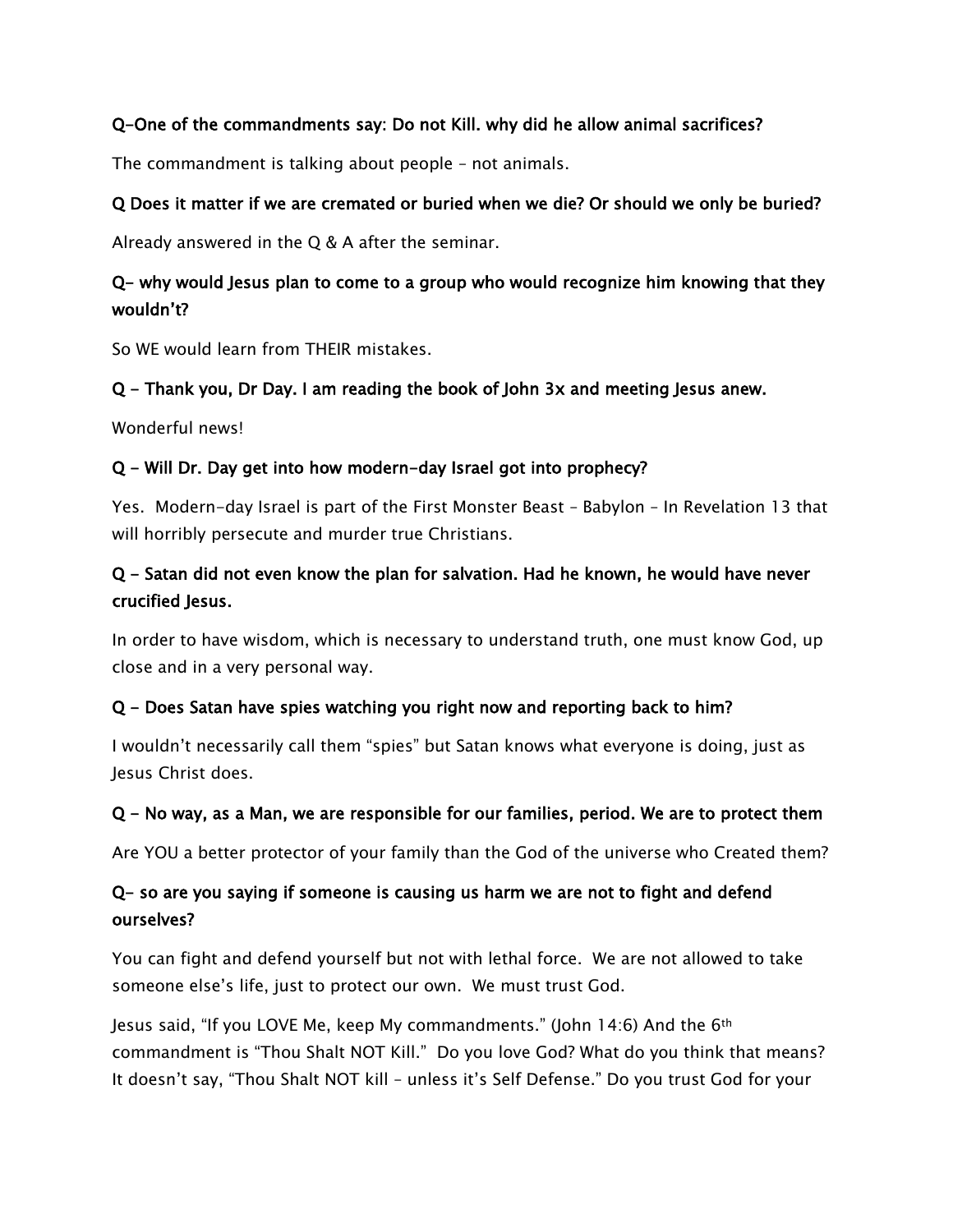**Q-One of the commandments say: Do not Kill. why did he allow animal sacrifices?**

The commandment is talking about people – not animals.

**Q Does it matter if we are cremated or buried when we die? Or should we only be buried?**

Already answered in the Q & A after the seminar.

**Q- why would Jesus plan to come to a group who would recognize him knowing that they wouldn't?**

So WE would learn from THEIR mistakes.

**Q - Thank you, Dr Day. I am reading the book of John 3x and meeting Jesus anew.**

Wonderful news!

**Q - Will Dr. Day get into how modern-day Israel got into prophecy?**

Yes. Modern-day Israel is part of the First Monster Beast – Babylon – In Revelation 13 that will horribly persecute and murder true Christians.

**Q - Satan did not even know the plan for salvation. Had he known, he would have never crucified Jesus.**

In order to have wisdom, which is necessary to understand truth, one must know God, up close and in a very personal way.

**Q - Does Satan have spies watching you right now and reporting back to him?**

I wouldn't necessarily call them "spies" but Satan knows what everyone is doing, just as Jesus Christ does.

**Q - No way, as a Man, we are responsible for our families, period. We are to protect them**

Are YOU a better protector of your family than the God of the universe who Created them?

**Q- so are you saying if someone is causing us harm we are not to fight and defend ourselves?**

You can fight and defend yourself but not with lethal force. We are not allowed to take someone else's life, just to protect our own. We must trust God.

Jesus said, "If you LOVE Me, keep My commandments." (John 14:6) And the 6th commandment is "Thou Shalt NOT Kill." Do you love God? What do you think that means? It doesn't say, "Thou Shalt NOT kill – unless it's Self Defense." Do you trust God for your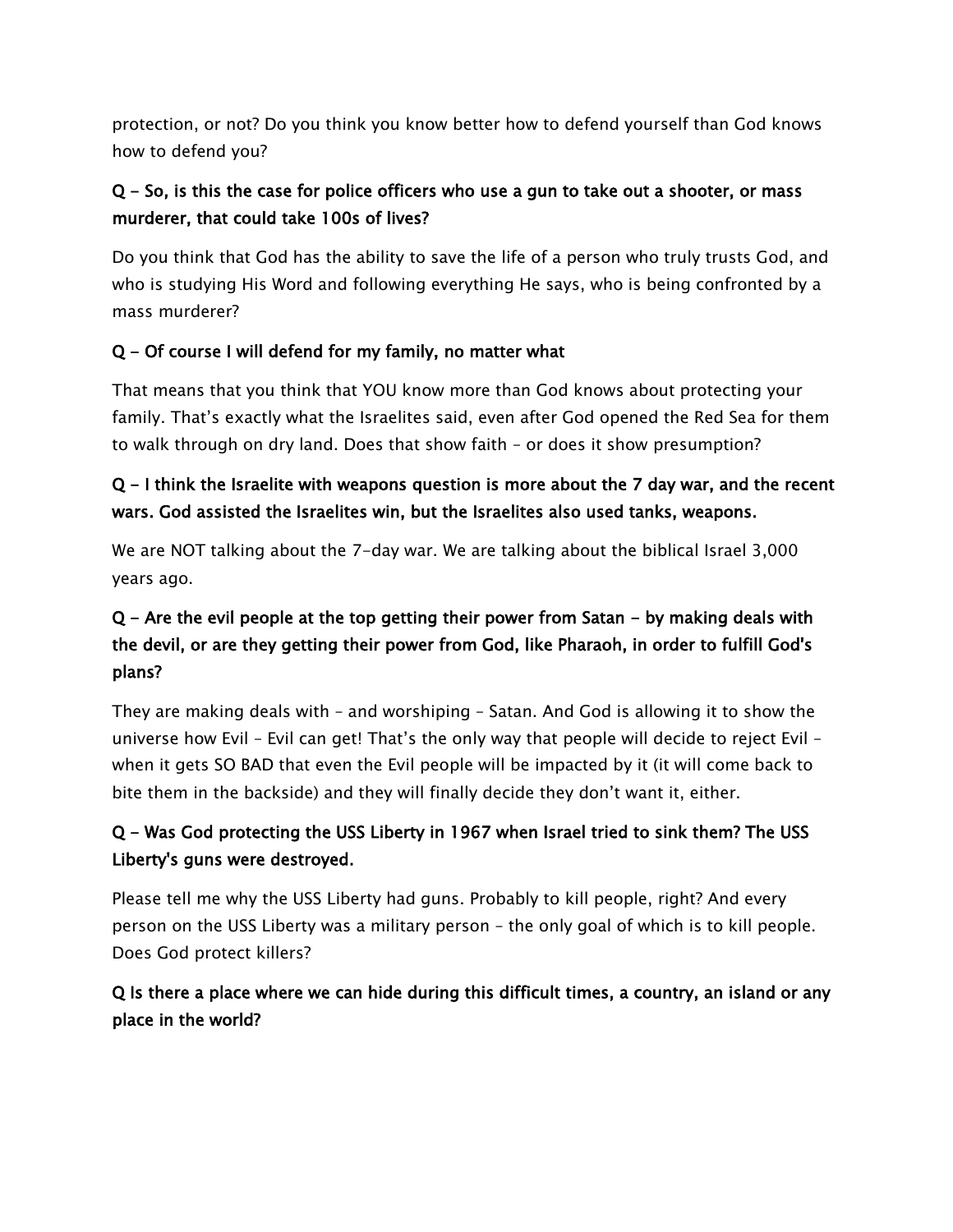protection, or not? Do you think you know better how to defend yourself than God knows how to defend you?

**Q – So, is this the case for police officers who use a gun to take out a shooter, or mass murderer, that could take 100s of lives?**

Do you think that God has the ability to save the life of a person who truly trusts God, and who is studying His Word and following everything He says, who is being confronted by a mass murderer?

**Q – Of course I will defend for my family, no matter what**

That means that you think that YOU know more than God knows about protecting your family. That's exactly what the Israelites said, even after God opened the Red Sea for them to walk through on dry land. Does that show faith – or does it show presumption?

**Q – I think the Israelite with weapons question is more about the 7 day war, and the recent wars. God assisted the Israelites win, but the Israelites also used tanks, weapons.**

We are NOT talking about the 7-day war. We are talking about the biblical Israel 3,000 years ago.

**Q – Are the evil people at the top getting their power from Satan – by making deals with the devil, or are they getting their power from God, like Pharaoh, in order to fulfill God's plans?**

They are making deals with – and worshiping – Satan. And God is allowing it to show the universe how Evil – Evil can get! That's the only way that people will decide to reject Evil – when it gets SO BAD that even the Evil people will be impacted by it (it will come back to bite them in the backside) and they will finally decide they don't want it, either.

**Q – Was God protecting the USS Liberty in 1967 when Israel tried to sink them? The USS Liberty's guns were destroyed.**

Please tell me why the USS Liberty had guns. Probably to kill people, right? And every person on the USS Liberty was a military person – the only goal of which is to kill people. Does God protect killers?

**Q Is there a place where we can hide during this difficult times, a country, an island or any place in the world?**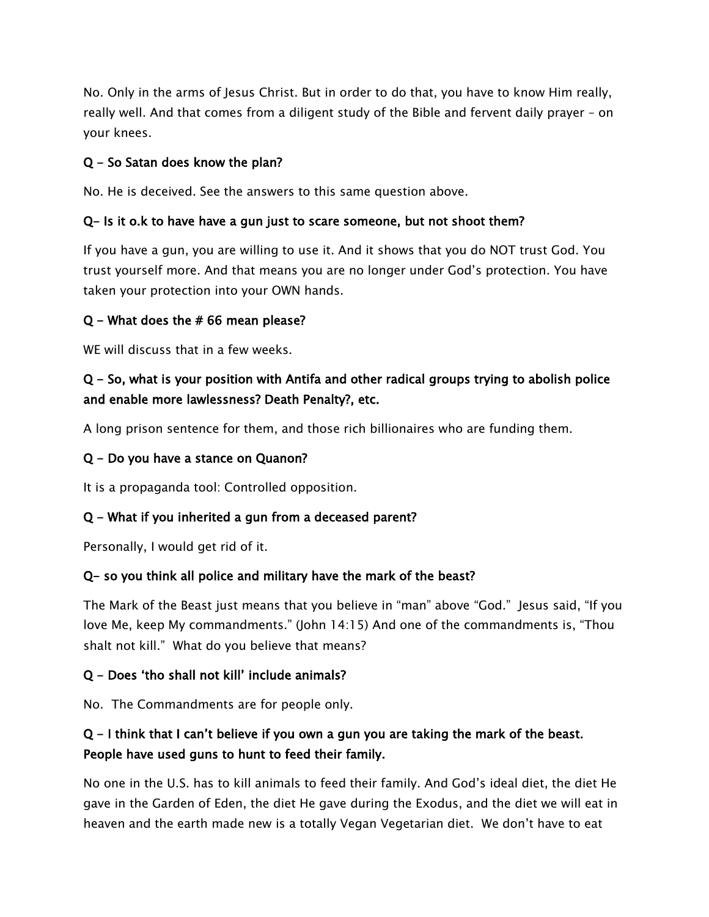No. Only in the arms of Jesus Christ. But in order to do that, you have to know Him really, really well. And that comes from a diligent study of the Bible and fervent daily prayer – on your knees.

**Q – So Satan does know the plan?**

No. He is deceived. See the answers to this same question above.

**Q– Is it o.k to have have a gun just to scare someone, but not shoot them?**

If you have a gun, you are willing to use it. And it shows that you do NOT trust God. You trust yourself more. And that means you are no longer under God's protection. You have taken your protection into your OWN hands.

**Q – What does the # 66 mean please?**

WE will discuss that in a few weeks.

**Q – So, what is your position with Antifa and other radical groups trying to abolish police and enable more lawlessness? Death Penalty?, etc.**

A long prison sentence for them, and those rich billionaires who are funding them.

**Q – Do you have a stance on Quanon?**

It is a propaganda tool: Controlled opposition.

**Q – What if you inherited a gun from a deceased parent?**

Personally, I would get rid of it.

**Q– so you think all police and military have the mark of the beast?**

The Mark of the Beast just means that you believe in "man" above "God." Jesus said, "If you love Me, keep My commandments." (John 14:15) And one of the commandments is, "Thou shalt not kill." What do you believe that means?

**Q – Does 'tho shall not kill' include animals?**

No. The Commandments are for people only.

**Q – I think that I can't believe if you own a gun you are taking the mark of the beast. People have used guns to hunt to feed their family.**

No one in the U.S. has to kill animals to feed their family. And God's ideal diet, the diet He gave in the Garden of Eden, the diet He gave during the Exodus, and the diet we will eat in heaven and the earth made new is a totally Vegan Vegetarian diet. We don't have to eat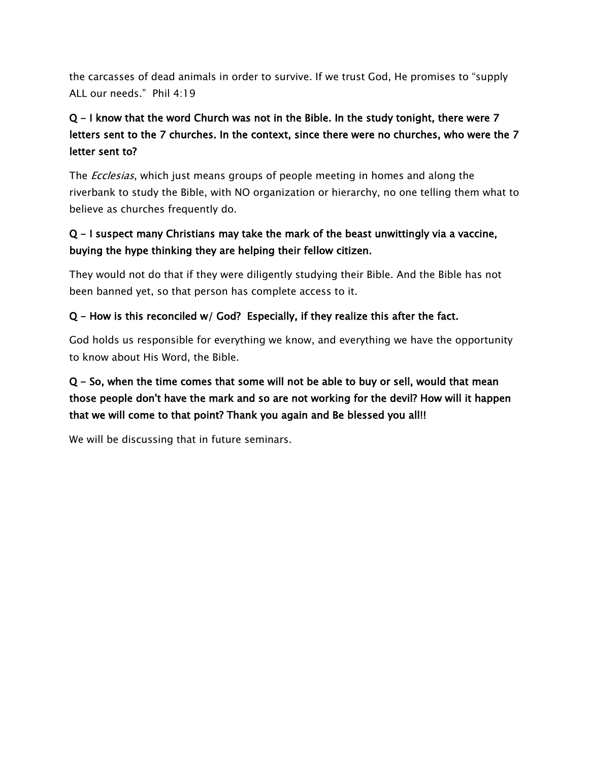the carcasses of dead animals in order to survive. If we trust God, He promises to "supply ALL our needs." Phil 4:19

**Q – I know that the word Church was not in the Bible. In the study tonight, there were 7 letters sent to the 7 churches. In the context, since there were no churches, who were the 7 letter sent to?**

The *Ecclesias*, which just means groups of people meeting in homes and along the riverbank to study the Bible, with NO organization or hierarchy, no one telling them what to believe as churches frequently do.

**Q – I suspect many Christians may take the mark of the beast unwittingly via a vaccine, buying the hype thinking they are helping their fellow citizen.**

They would not do that if they were diligently studying their Bible. And the Bible has not been banned yet, so that person has complete access to it.

**Q – How is this reconciled w/ God? Especially, if they realize this after the fact.**

God holds us responsible for everything we know, and everything we have the opportunity to know about His Word, the Bible.

**Q – So, when the time comes that some will not be able to buy or sell, would that mean those people don't have the mark and so are not working for the devil? How will it happen that we will come to that point? Thank you again and Be blessed you all!!**

We will be discussing that in future seminars.